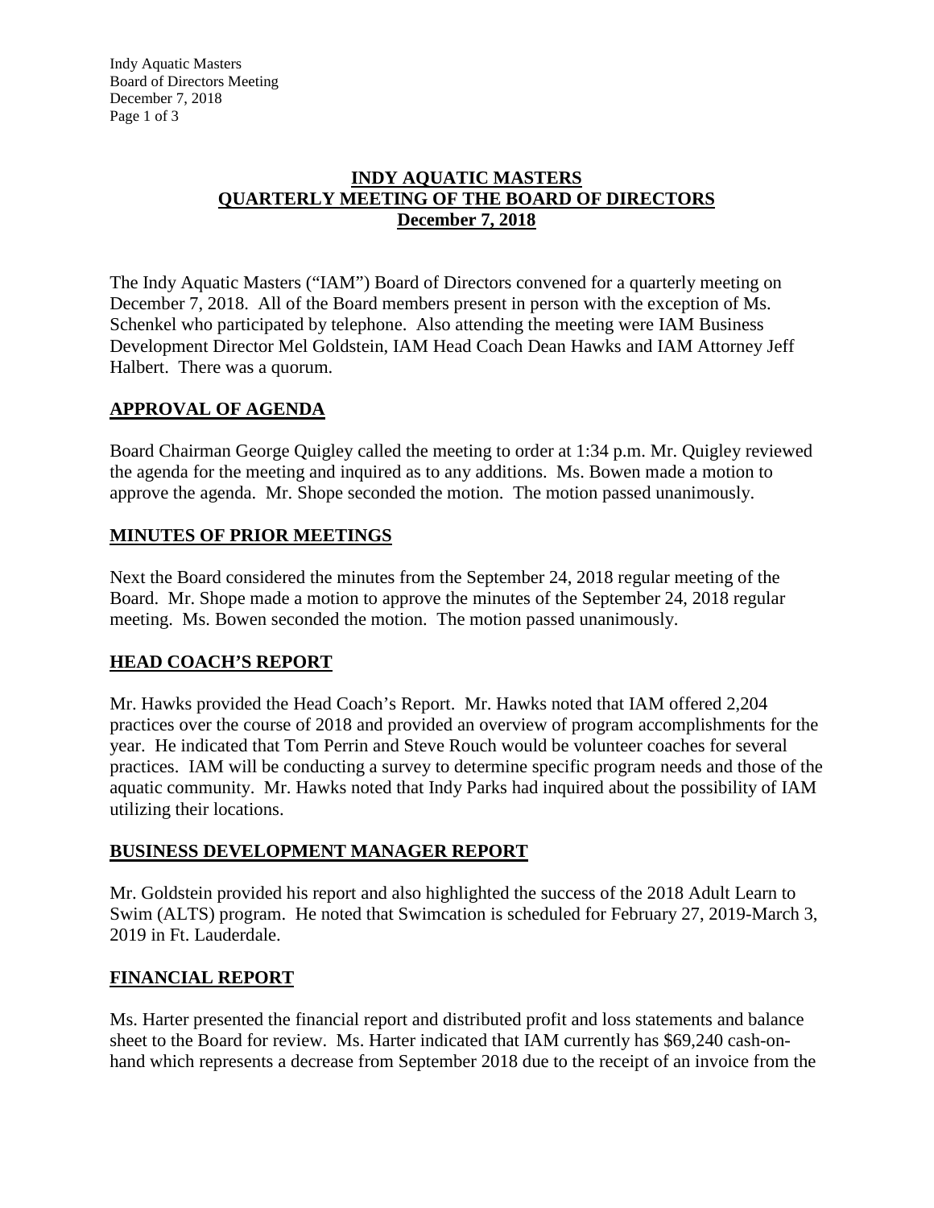# INDY AQUATIC MASTERS
# QUARTERLY MEETING OF THE BOARD OF DIRECTORS
# December 7, 2018

The Indy Aquatic Masters ("IAM") Board of Directors convened for a quarterly meeting on December 7, 2018. All of the Board members present in person with the exception of Ms. Schenkel who participated by telephone. Also attending the meeting were IAM Business Development Director Mel Goldstein, IAM Head Coach Dean Hawks and IAM Attorney Jeff Halbert. There was a quorum.

## APPROVAL OF AGENDA

Board Chairman George Quigley called the meeting to order at 1:34 p.m. Mr. Quigley reviewed the agenda for the meeting and inquired as to any additions. Ms. Bowen made a motion to approve the agenda. Mr. Shope seconded the motion. The motion passed unanimously.

## MINUTES OF PRIOR MEETINGS

Next the Board considered the minutes from the September 24, 2018 regular meeting of the Board. Mr. Shope made a motion to approve the minutes of the September 24, 2018 regular meeting. Ms. Bowen seconded the motion. The motion passed unanimously.

## HEAD COACH'S REPORT

Mr. Hawks provided the Head Coach's Report. Mr. Hawks noted that IAM offered 2,204 practices over the course of 2018 and provided an overview of program accomplishments for the year. He indicated that Tom Perrin and Steve Rouch would be volunteer coaches for several practices. IAM will be conducting a survey to determine specific program needs and those of the aquatic community. Mr. Hawks noted that Indy Parks had inquired about the possibility of IAM utilizing their locations.

## BUSINESS DEVELOPMENT MANAGER REPORT

Mr. Goldstein provided his report and also highlighted the success of the 2018 Adult Learn to Swim (ALTS) program. He noted that Swimcation is scheduled for February 27, 2019-March 3, 2019 in Ft. Lauderdale.

## FINANCIAL REPORT

Ms. Harter presented the financial report and distributed profit and loss statements and balance sheet to the Board for review. Ms. Harter indicated that IAM currently has $69,240 cash-on-hand which represents a decrease from September 2018 due to the receipt of an invoice from the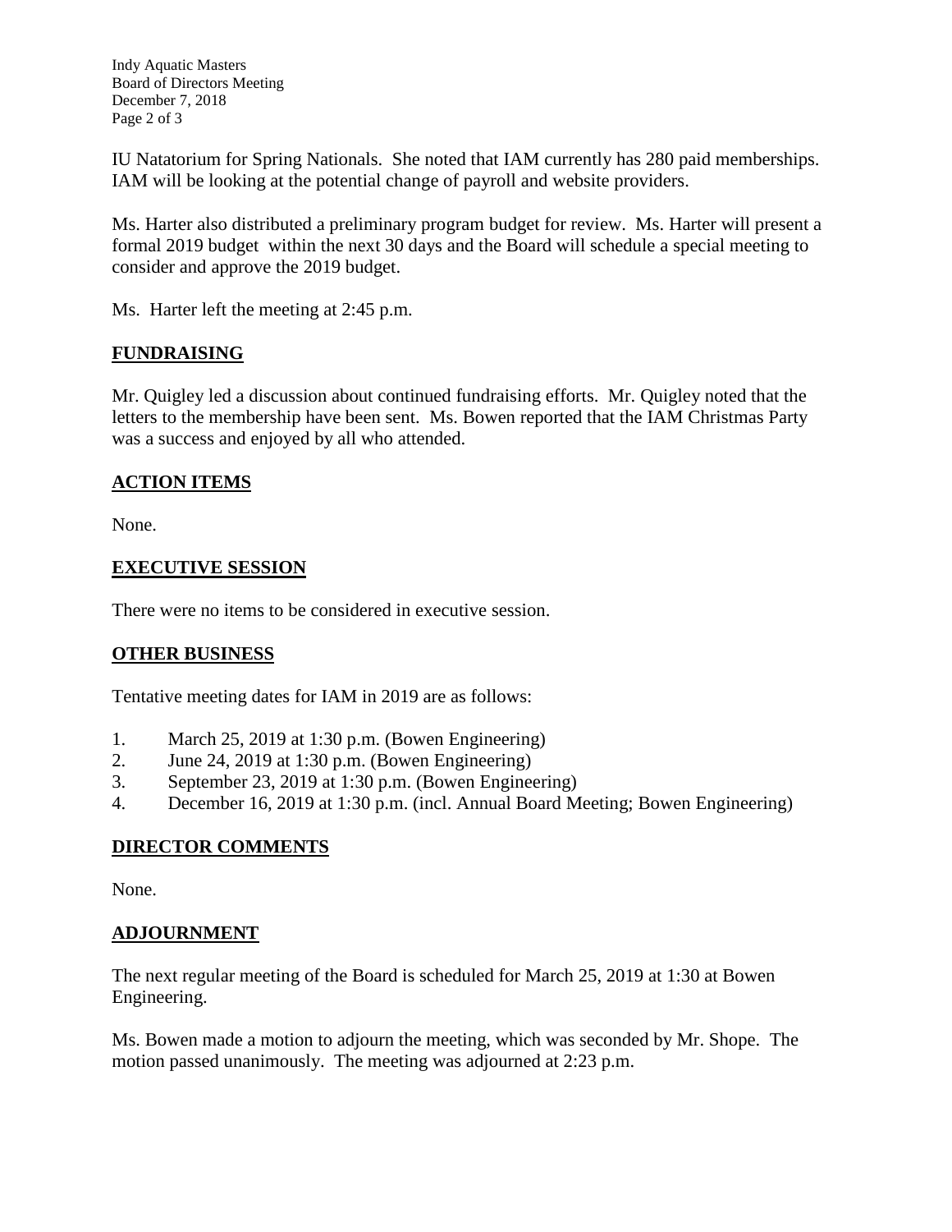IU Natatorium for Spring Nationals. She noted that IAM currently has 280 paid memberships. IAM will be looking at the potential change of payroll and website providers.

Ms. Harter also distributed a preliminary program budget for review. Ms. Harter will present a formal 2019 budget within the next 30 days and the Board will schedule a special meeting to consider and approve the 2019 budget.

Ms. Harter left the meeting at 2:45 p.m.

## FUNDRAISING

Mr. Quigley led a discussion about continued fundraising efforts. Mr. Quigley noted that the letters to the membership have been sent. Ms. Bowen reported that the IAM Christmas Party was a success and enjoyed by all who attended.

## ACTION ITEMS

None.

## EXECUTIVE SESSION

There were no items to be considered in executive session.

## OTHER BUSINESS

Tentative meeting dates for IAM in 2019 are as follows:

1. March 25, 2019 at 1:30 p.m. (Bowen Engineering)
2. June 24, 2019 at 1:30 p.m. (Bowen Engineering)
3. September 23, 2019 at 1:30 p.m. (Bowen Engineering)
4. December 16, 2019 at 1:30 p.m. (incl. Annual Board Meeting; Bowen Engineering)

## DIRECTOR COMMENTS

None.

## ADJOURNMENT

The next regular meeting of the Board is scheduled for March 25, 2019 at 1:30 at Bowen Engineering.

Ms. Bowen made a motion to adjourn the meeting, which was seconded by Mr. Shope. The motion passed unanimously. The meeting was adjourned at 2:23 p.m.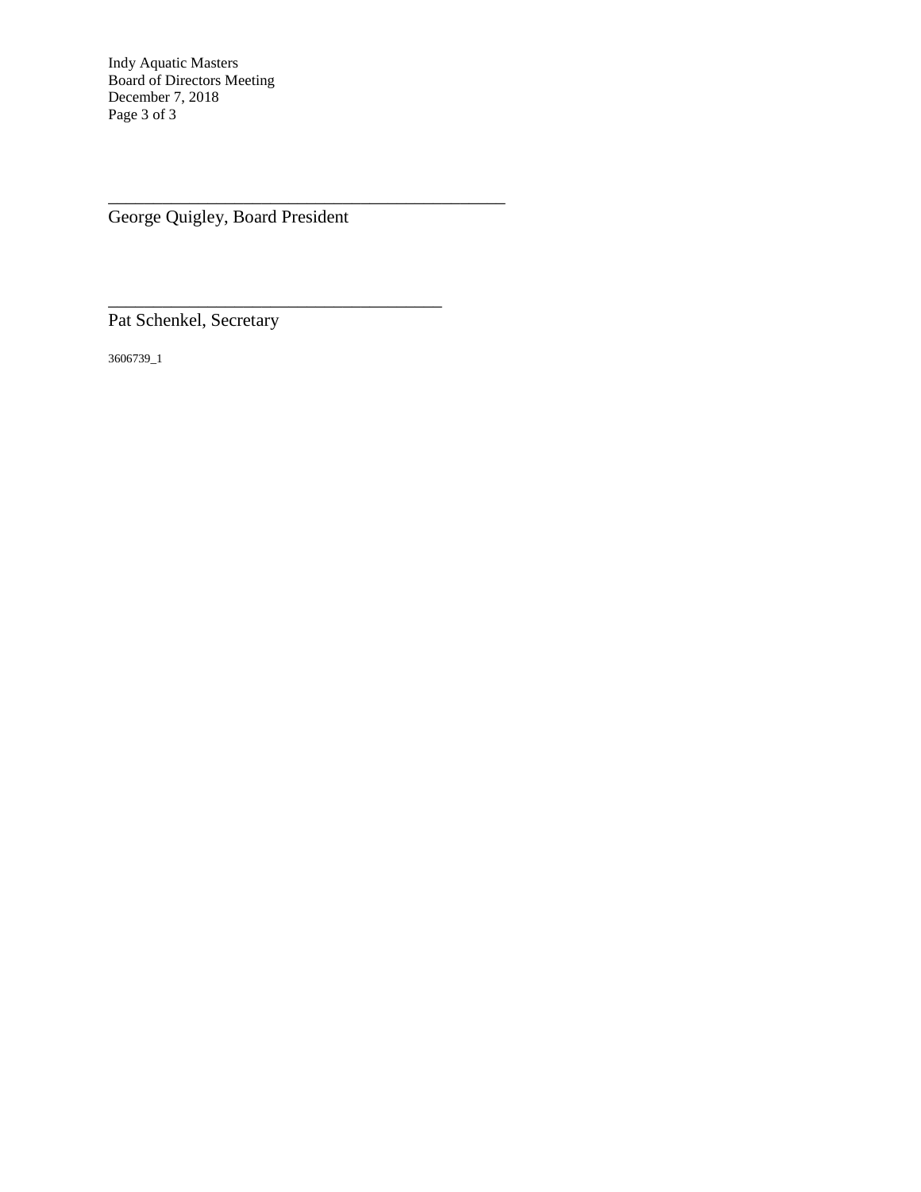_______________________________________________
George Quigley, Board President

_______________________________________
Pat Schenkel, Secretary

3606739_1